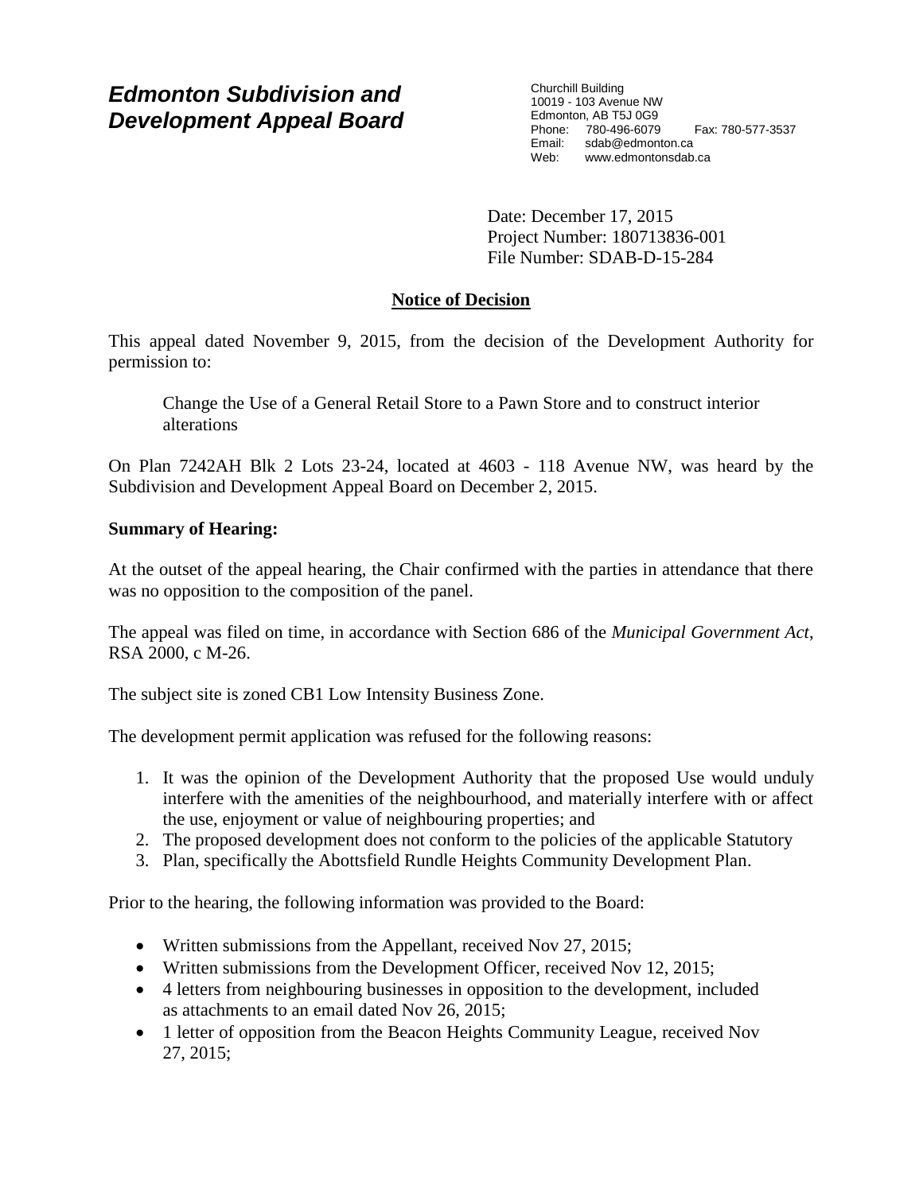# *Edmonton Subdivision and Development Appeal Board*

Churchill Building
10019 - 103 Avenue NW
Edmonton, AB T5J 0G9
Phone: 780-496-6079 Fax: 780-577-3537
Email: sdab@edmonton.ca
Web: www.edmontonsdab.ca

Date: December 17, 2015
Project Number: 180713836-001
File Number: SDAB-D-15-284

## Notice of Decision

This appeal dated November 9, 2015, from the decision of the Development Authority for permission to:

> Change the Use of a General Retail Store to a Pawn Store and to construct interior alterations

On Plan 7242AH Blk 2 Lots 23-24, located at 4603 - 118 Avenue NW, was heard by the Subdivision and Development Appeal Board on December 2, 2015.

**Summary of Hearing:**

At the outset of the appeal hearing, the Chair confirmed with the parties in attendance that there was no opposition to the composition of the panel.

The appeal was filed on time, in accordance with Section 686 of the *Municipal Government Act*, RSA 2000, c M-26.

The subject site is zoned CB1 Low Intensity Business Zone.

The development permit application was refused for the following reasons:

1. It was the opinion of the Development Authority that the proposed Use would unduly interfere with the amenities of the neighbourhood, and materially interfere with or affect the use, enjoyment or value of neighbouring properties; and
2. The proposed development does not conform to the policies of the applicable Statutory
3. Plan, specifically the Abottsfield Rundle Heights Community Development Plan.

Prior to the hearing, the following information was provided to the Board:

- Written submissions from the Appellant, received Nov 27, 2015;
- Written submissions from the Development Officer, received Nov 12, 2015;
- 4 letters from neighbouring businesses in opposition to the development, included as attachments to an email dated Nov 26, 2015;
- 1 letter of opposition from the Beacon Heights Community League, received Nov 27, 2015;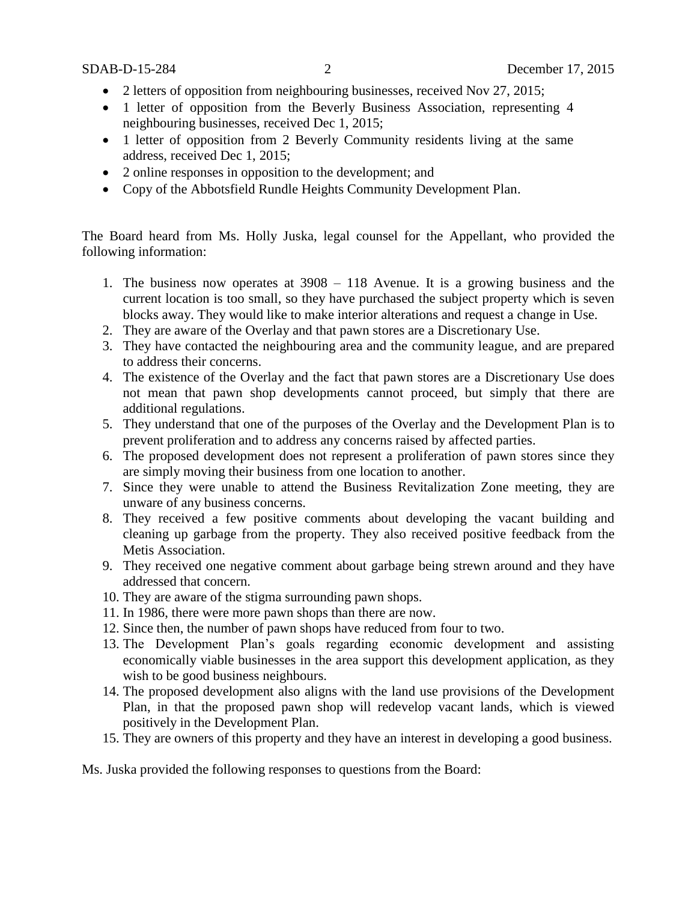- 2 letters of opposition from neighbouring businesses, received Nov 27, 2015;
- 1 letter of opposition from the Beverly Business Association, representing 4 neighbouring businesses, received Dec 1, 2015;
- 1 letter of opposition from 2 Beverly Community residents living at the same address, received Dec 1, 2015;
- 2 online responses in opposition to the development; and
- Copy of the Abbotsfield Rundle Heights Community Development Plan.

The Board heard from Ms. Holly Juska, legal counsel for the Appellant, who provided the following information:

1. The business now operates at 3908 – 118 Avenue. It is a growing business and the current location is too small, so they have purchased the subject property which is seven blocks away. They would like to make interior alterations and request a change in Use.
2. They are aware of the Overlay and that pawn stores are a Discretionary Use.
3. They have contacted the neighbouring area and the community league, and are prepared to address their concerns.
4. The existence of the Overlay and the fact that pawn stores are a Discretionary Use does not mean that pawn shop developments cannot proceed, but simply that there are additional regulations.
5. They understand that one of the purposes of the Overlay and the Development Plan is to prevent proliferation and to address any concerns raised by affected parties.
6. The proposed development does not represent a proliferation of pawn stores since they are simply moving their business from one location to another.
7. Since they were unable to attend the Business Revitalization Zone meeting, they are unware of any business concerns.
8. They received a few positive comments about developing the vacant building and cleaning up garbage from the property. They also received positive feedback from the Metis Association.
9. They received one negative comment about garbage being strewn around and they have addressed that concern.
10. They are aware of the stigma surrounding pawn shops.
11. In 1986, there were more pawn shops than there are now.
12. Since then, the number of pawn shops have reduced from four to two.
13. The Development Plan's goals regarding economic development and assisting economically viable businesses in the area support this development application, as they wish to be good business neighbours.
14. The proposed development also aligns with the land use provisions of the Development Plan, in that the proposed pawn shop will redevelop vacant lands, which is viewed positively in the Development Plan.
15. They are owners of this property and they have an interest in developing a good business.

Ms. Juska provided the following responses to questions from the Board: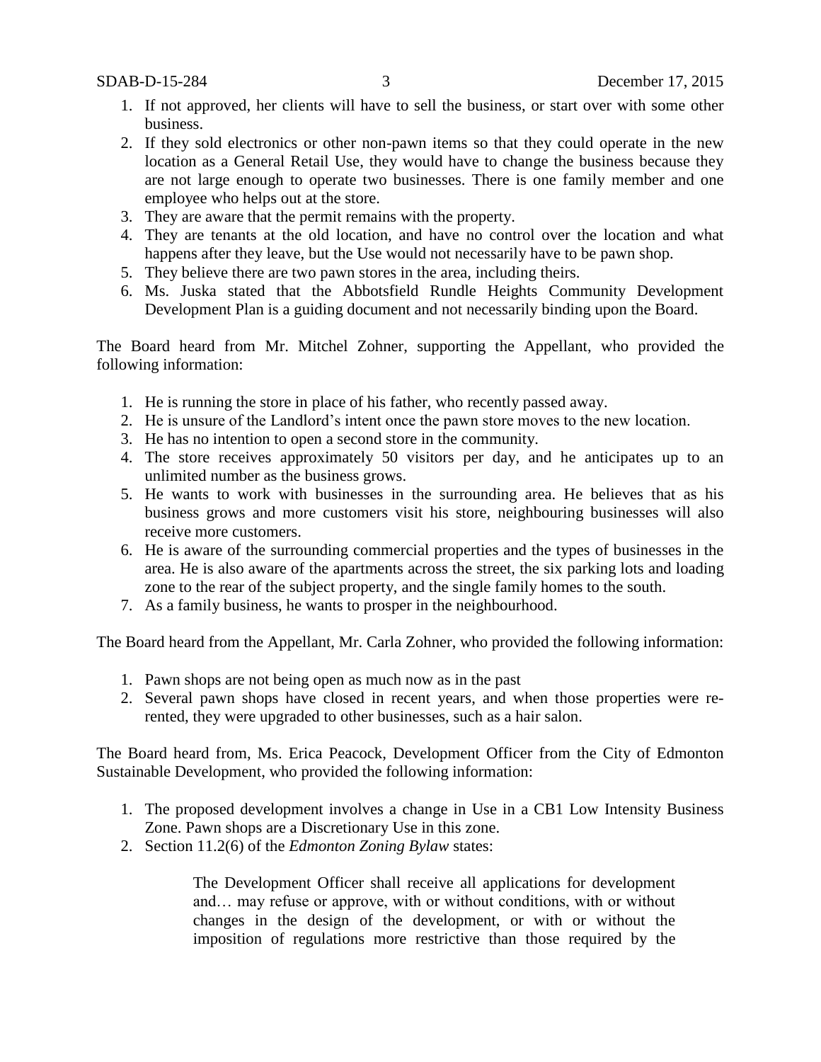1. If not approved, her clients will have to sell the business, or start over with some other business.
2. If they sold electronics or other non-pawn items so that they could operate in the new location as a General Retail Use, they would have to change the business because they are not large enough to operate two businesses. There is one family member and one employee who helps out at the store.
3. They are aware that the permit remains with the property.
4. They are tenants at the old location, and have no control over the location and what happens after they leave, but the Use would not necessarily have to be pawn shop.
5. They believe there are two pawn stores in the area, including theirs.
6. Ms. Juska stated that the Abbotsfield Rundle Heights Community Development Development Plan is a guiding document and not necessarily binding upon the Board.

The Board heard from Mr. Mitchel Zohner, supporting the Appellant, who provided the following information:

1. He is running the store in place of his father, who recently passed away.
2. He is unsure of the Landlord's intent once the pawn store moves to the new location.
3. He has no intention to open a second store in the community.
4. The store receives approximately 50 visitors per day, and he anticipates up to an unlimited number as the business grows.
5. He wants to work with businesses in the surrounding area. He believes that as his business grows and more customers visit his store, neighbouring businesses will also receive more customers.
6. He is aware of the surrounding commercial properties and the types of businesses in the area. He is also aware of the apartments across the street, the six parking lots and loading zone to the rear of the subject property, and the single family homes to the south.
7. As a family business, he wants to prosper in the neighbourhood.

The Board heard from the Appellant, Mr. Carla Zohner, who provided the following information:

1. Pawn shops are not being open as much now as in the past
2. Several pawn shops have closed in recent years, and when those properties were re-rented, they were upgraded to other businesses, such as a hair salon.

The Board heard from, Ms. Erica Peacock, Development Officer from the City of Edmonton Sustainable Development, who provided the following information:

1. The proposed development involves a change in Use in a CB1 Low Intensity Business Zone. Pawn shops are a Discretionary Use in this zone.
2. Section 11.2(6) of the *Edmonton Zoning Bylaw* states:

   > The Development Officer shall receive all applications for development and… may refuse or approve, with or without conditions, with or without changes in the design of the development, or with or without the imposition of regulations more restrictive than those required by the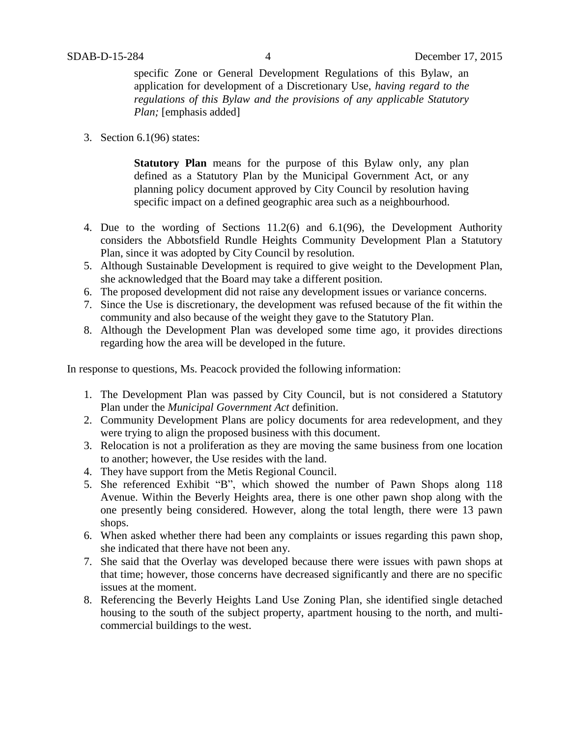> specific Zone or General Development Regulations of this Bylaw, an application for development of a Discretionary Use, *having regard to the regulations of this Bylaw and the provisions of any applicable Statutory Plan;* [emphasis added]

3. Section 6.1(96) states:

> **Statutory Plan** means for the purpose of this Bylaw only, any plan defined as a Statutory Plan by the Municipal Government Act, or any planning policy document approved by City Council by resolution having specific impact on a defined geographic area such as a neighbourhood.

4. Due to the wording of Sections 11.2(6) and 6.1(96), the Development Authority considers the Abbotsfield Rundle Heights Community Development Plan a Statutory Plan, since it was adopted by City Council by resolution.
5. Although Sustainable Development is required to give weight to the Development Plan, she acknowledged that the Board may take a different position.
6. The proposed development did not raise any development issues or variance concerns.
7. Since the Use is discretionary, the development was refused because of the fit within the community and also because of the weight they gave to the Statutory Plan.
8. Although the Development Plan was developed some time ago, it provides directions regarding how the area will be developed in the future.

In response to questions, Ms. Peacock provided the following information:

1. The Development Plan was passed by City Council, but is not considered a Statutory Plan under the *Municipal Government Act* definition.
2. Community Development Plans are policy documents for area redevelopment, and they were trying to align the proposed business with this document.
3. Relocation is not a proliferation as they are moving the same business from one location to another; however, the Use resides with the land.
4. They have support from the Metis Regional Council.
5. She referenced Exhibit "B", which showed the number of Pawn Shops along 118 Avenue. Within the Beverly Heights area, there is one other pawn shop along with the one presently being considered. However, along the total length, there were 13 pawn shops.
6. When asked whether there had been any complaints or issues regarding this pawn shop, she indicated that there have not been any.
7. She said that the Overlay was developed because there were issues with pawn shops at that time; however, those concerns have decreased significantly and there are no specific issues at the moment.
8. Referencing the Beverly Heights Land Use Zoning Plan, she identified single detached housing to the south of the subject property, apartment housing to the north, and multi-commercial buildings to the west.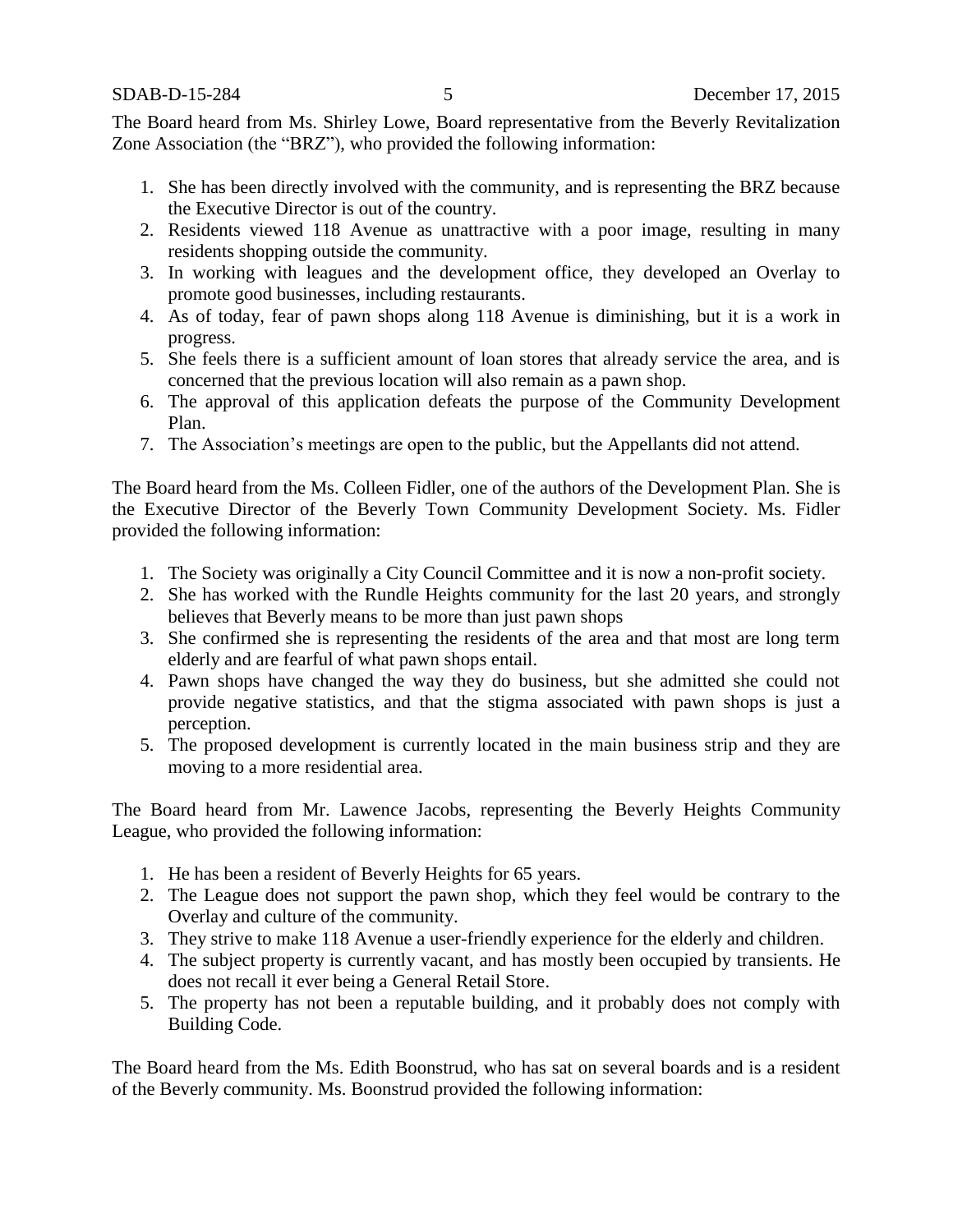The Board heard from Ms. Shirley Lowe, Board representative from the Beverly Revitalization Zone Association (the "BRZ"), who provided the following information:

1. She has been directly involved with the community, and is representing the BRZ because the Executive Director is out of the country.
2. Residents viewed 118 Avenue as unattractive with a poor image, resulting in many residents shopping outside the community.
3. In working with leagues and the development office, they developed an Overlay to promote good businesses, including restaurants.
4. As of today, fear of pawn shops along 118 Avenue is diminishing, but it is a work in progress.
5. She feels there is a sufficient amount of loan stores that already service the area, and is concerned that the previous location will also remain as a pawn shop.
6. The approval of this application defeats the purpose of the Community Development Plan.
7. The Association's meetings are open to the public, but the Appellants did not attend.

The Board heard from the Ms. Colleen Fidler, one of the authors of the Development Plan. She is the Executive Director of the Beverly Town Community Development Society. Ms. Fidler provided the following information:

1. The Society was originally a City Council Committee and it is now a non-profit society.
2. She has worked with the Rundle Heights community for the last 20 years, and strongly believes that Beverly means to be more than just pawn shops
3. She confirmed she is representing the residents of the area and that most are long term elderly and are fearful of what pawn shops entail.
4. Pawn shops have changed the way they do business, but she admitted she could not provide negative statistics, and that the stigma associated with pawn shops is just a perception.
5. The proposed development is currently located in the main business strip and they are moving to a more residential area.

The Board heard from Mr. Lawence Jacobs, representing the Beverly Heights Community League, who provided the following information:

1. He has been a resident of Beverly Heights for 65 years.
2. The League does not support the pawn shop, which they feel would be contrary to the Overlay and culture of the community.
3. They strive to make 118 Avenue a user-friendly experience for the elderly and children.
4. The subject property is currently vacant, and has mostly been occupied by transients. He does not recall it ever being a General Retail Store.
5. The property has not been a reputable building, and it probably does not comply with Building Code.

The Board heard from the Ms. Edith Boonstrud, who has sat on several boards and is a resident of the Beverly community. Ms. Boonstrud provided the following information: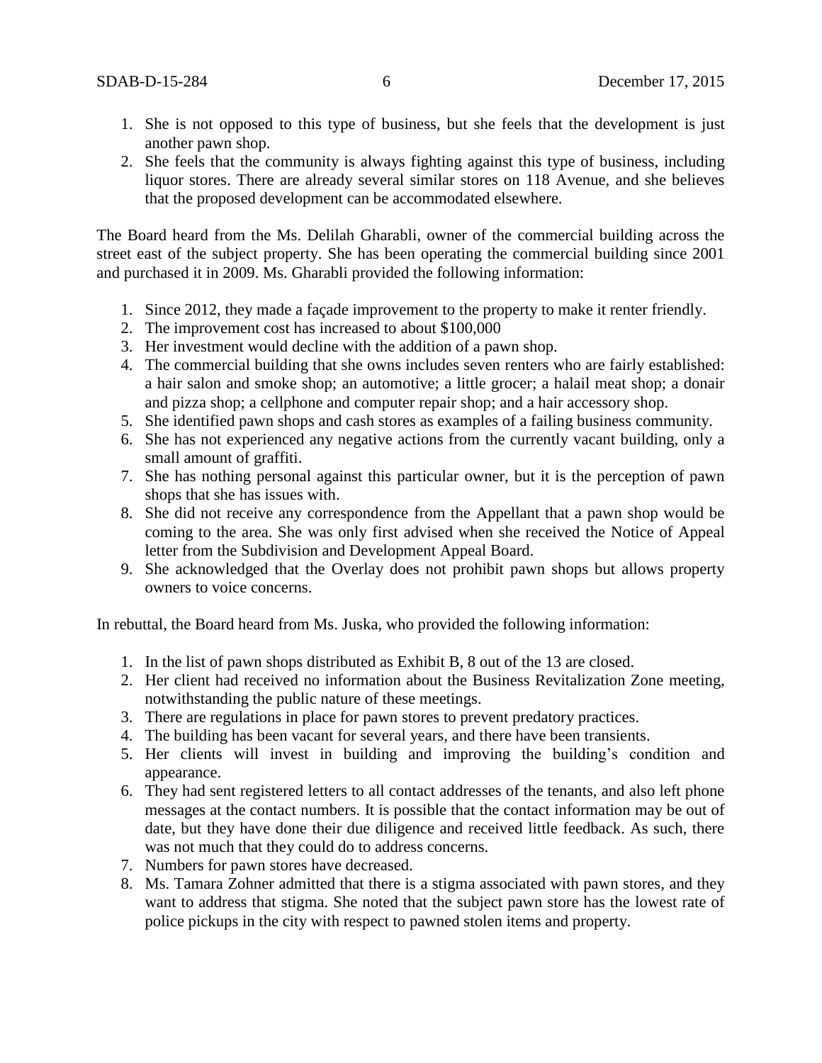1. She is not opposed to this type of business, but she feels that the development is just another pawn shop.
2. She feels that the community is always fighting against this type of business, including liquor stores. There are already several similar stores on 118 Avenue, and she believes that the proposed development can be accommodated elsewhere.

The Board heard from the Ms. Delilah Gharabli, owner of the commercial building across the street east of the subject property. She has been operating the commercial building since 2001 and purchased it in 2009. Ms. Gharabli provided the following information:

1. Since 2012, they made a façade improvement to the property to make it renter friendly.
2. The improvement cost has increased to about $100,000
3. Her investment would decline with the addition of a pawn shop.
4. The commercial building that she owns includes seven renters who are fairly established: a hair salon and smoke shop; an automotive; a little grocer; a halail meat shop; a donair and pizza shop; a cellphone and computer repair shop; and a hair accessory shop.
5. She identified pawn shops and cash stores as examples of a failing business community.
6. She has not experienced any negative actions from the currently vacant building, only a small amount of graffiti.
7. She has nothing personal against this particular owner, but it is the perception of pawn shops that she has issues with.
8. She did not receive any correspondence from the Appellant that a pawn shop would be coming to the area. She was only first advised when she received the Notice of Appeal letter from the Subdivision and Development Appeal Board.
9. She acknowledged that the Overlay does not prohibit pawn shops but allows property owners to voice concerns.

In rebuttal, the Board heard from Ms. Juska, who provided the following information:

1. In the list of pawn shops distributed as Exhibit B, 8 out of the 13 are closed.
2. Her client had received no information about the Business Revitalization Zone meeting, notwithstanding the public nature of these meetings.
3. There are regulations in place for pawn stores to prevent predatory practices.
4. The building has been vacant for several years, and there have been transients.
5. Her clients will invest in building and improving the building's condition and appearance.
6. They had sent registered letters to all contact addresses of the tenants, and also left phone messages at the contact numbers. It is possible that the contact information may be out of date, but they have done their due diligence and received little feedback. As such, there was not much that they could do to address concerns.
7. Numbers for pawn stores have decreased.
8. Ms. Tamara Zohner admitted that there is a stigma associated with pawn stores, and they want to address that stigma. She noted that the subject pawn store has the lowest rate of police pickups in the city with respect to pawned stolen items and property.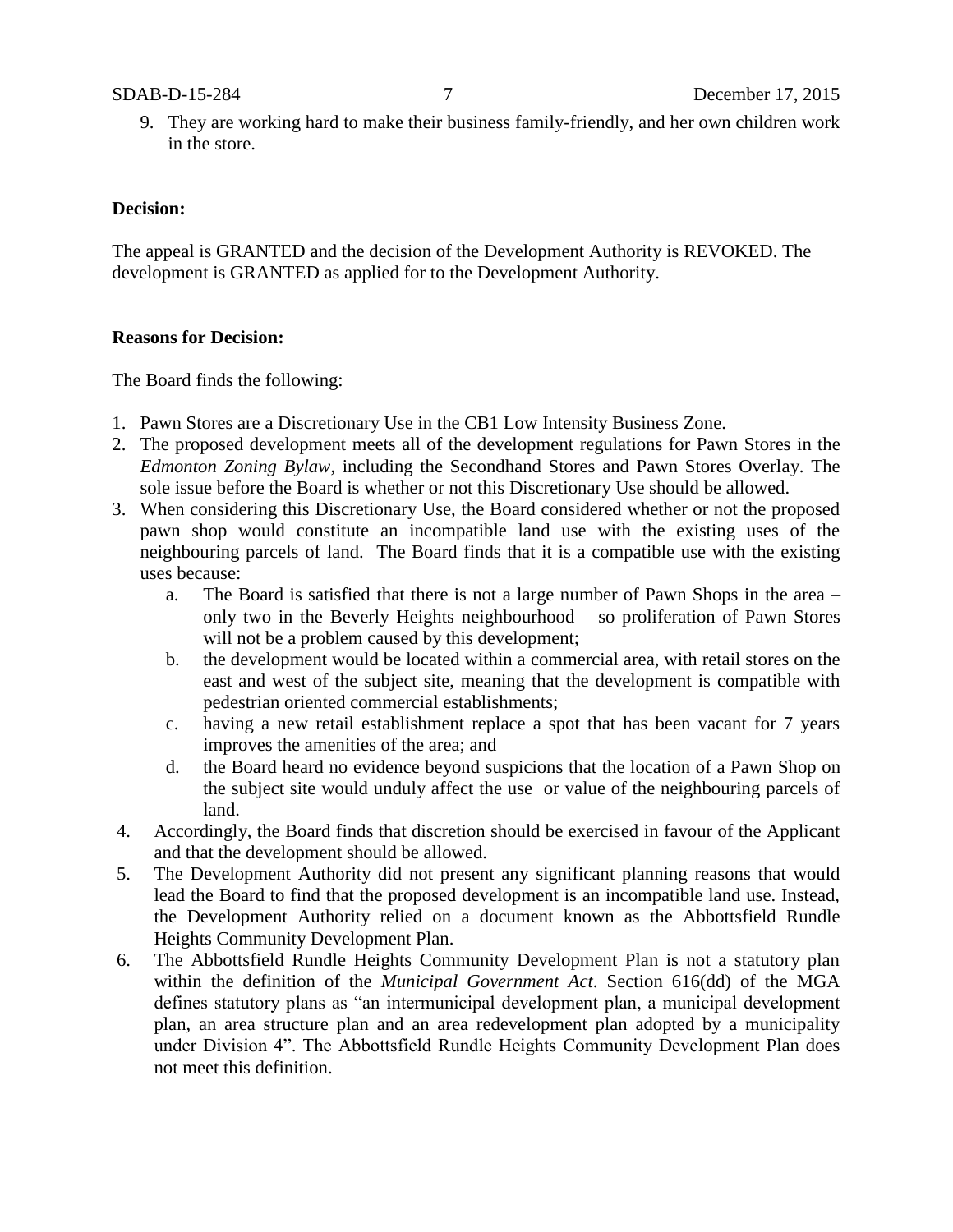9. They are working hard to make their business family-friendly, and her own children work in the store.

**Decision:**

The appeal is GRANTED and the decision of the Development Authority is REVOKED. The development is GRANTED as applied for to the Development Authority.

**Reasons for Decision:**

The Board finds the following:

1. Pawn Stores are a Discretionary Use in the CB1 Low Intensity Business Zone.
2. The proposed development meets all of the development regulations for Pawn Stores in the *Edmonton Zoning Bylaw*, including the Secondhand Stores and Pawn Stores Overlay. The sole issue before the Board is whether or not this Discretionary Use should be allowed.
3. When considering this Discretionary Use, the Board considered whether or not the proposed pawn shop would constitute an incompatible land use with the existing uses of the neighbouring parcels of land. The Board finds that it is a compatible use with the existing uses because:
   a. The Board is satisfied that there is not a large number of Pawn Shops in the area – only two in the Beverly Heights neighbourhood – so proliferation of Pawn Stores will not be a problem caused by this development;
   b. the development would be located within a commercial area, with retail stores on the east and west of the subject site, meaning that the development is compatible with pedestrian oriented commercial establishments;
   c. having a new retail establishment replace a spot that has been vacant for 7 years improves the amenities of the area; and
   d. the Board heard no evidence beyond suspicions that the location of a Pawn Shop on the subject site would unduly affect the use or value of the neighbouring parcels of land.
4. Accordingly, the Board finds that discretion should be exercised in favour of the Applicant and that the development should be allowed.
5. The Development Authority did not present any significant planning reasons that would lead the Board to find that the proposed development is an incompatible land use. Instead, the Development Authority relied on a document known as the Abbottsfield Rundle Heights Community Development Plan.
6. The Abbottsfield Rundle Heights Community Development Plan is not a statutory plan within the definition of the *Municipal Government Act*. Section 616(dd) of the MGA defines statutory plans as "an intermunicipal development plan, a municipal development plan, an area structure plan and an area redevelopment plan adopted by a municipality under Division 4". The Abbottsfield Rundle Heights Community Development Plan does not meet this definition.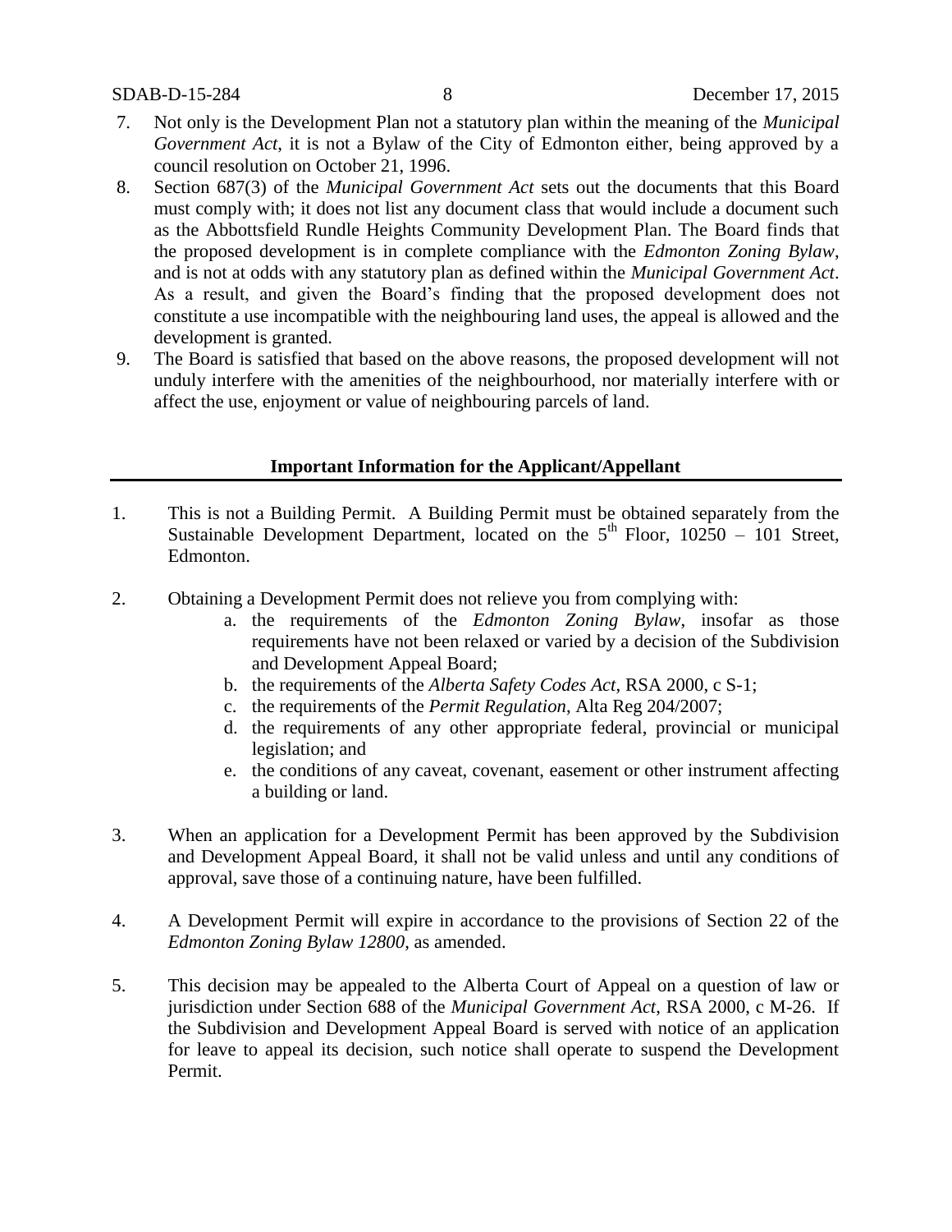7. Not only is the Development Plan not a statutory plan within the meaning of the *Municipal Government Act*, it is not a Bylaw of the City of Edmonton either, being approved by a council resolution on October 21, 1996.
8. Section 687(3) of the *Municipal Government Act* sets out the documents that this Board must comply with; it does not list any document class that would include a document such as the Abbottsfield Rundle Heights Community Development Plan. The Board finds that the proposed development is in complete compliance with the *Edmonton Zoning Bylaw*, and is not at odds with any statutory plan as defined within the *Municipal Government Act*. As a result, and given the Board's finding that the proposed development does not constitute a use incompatible with the neighbouring land uses, the appeal is allowed and the development is granted.
9. The Board is satisfied that based on the above reasons, the proposed development will not unduly interfere with the amenities of the neighbourhood, nor materially interfere with or affect the use, enjoyment or value of neighbouring parcels of land.

## Important Information for the Applicant/Appellant

1. This is not a Building Permit. A Building Permit must be obtained separately from the Sustainable Development Department, located on the 5th Floor, 10250 – 101 Street, Edmonton.

2. Obtaining a Development Permit does not relieve you from complying with:
   a. the requirements of the *Edmonton Zoning Bylaw*, insofar as those requirements have not been relaxed or varied by a decision of the Subdivision and Development Appeal Board;
   b. the requirements of the *Alberta Safety Codes Act*, RSA 2000, c S-1;
   c. the requirements of the *Permit Regulation*, Alta Reg 204/2007;
   d. the requirements of any other appropriate federal, provincial or municipal legislation; and
   e. the conditions of any caveat, covenant, easement or other instrument affecting a building or land.

3. When an application for a Development Permit has been approved by the Subdivision and Development Appeal Board, it shall not be valid unless and until any conditions of approval, save those of a continuing nature, have been fulfilled.

4. A Development Permit will expire in accordance to the provisions of Section 22 of the *Edmonton Zoning Bylaw 12800*, as amended.

5. This decision may be appealed to the Alberta Court of Appeal on a question of law or jurisdiction under Section 688 of the *Municipal Government Act*, RSA 2000, c M-26. If the Subdivision and Development Appeal Board is served with notice of an application for leave to appeal its decision, such notice shall operate to suspend the Development Permit.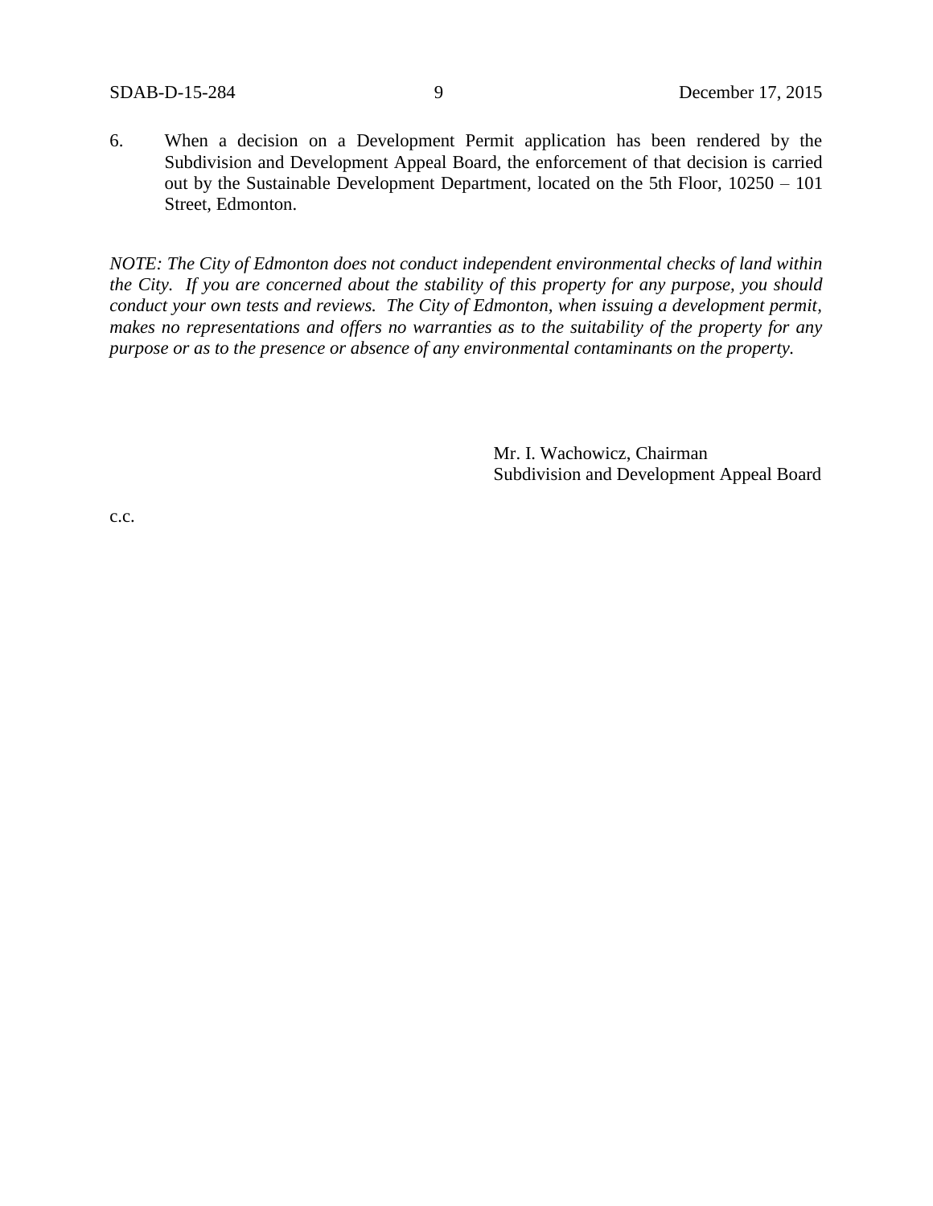6. When a decision on a Development Permit application has been rendered by the Subdivision and Development Appeal Board, the enforcement of that decision is carried out by the Sustainable Development Department, located on the 5th Floor, 10250 – 101 Street, Edmonton.

*NOTE: The City of Edmonton does not conduct independent environmental checks of land within the City. If you are concerned about the stability of this property for any purpose, you should conduct your own tests and reviews. The City of Edmonton, when issuing a development permit, makes no representations and offers no warranties as to the suitability of the property for any purpose or as to the presence or absence of any environmental contaminants on the property.*

Mr. I. Wachowicz, Chairman
Subdivision and Development Appeal Board

c.c.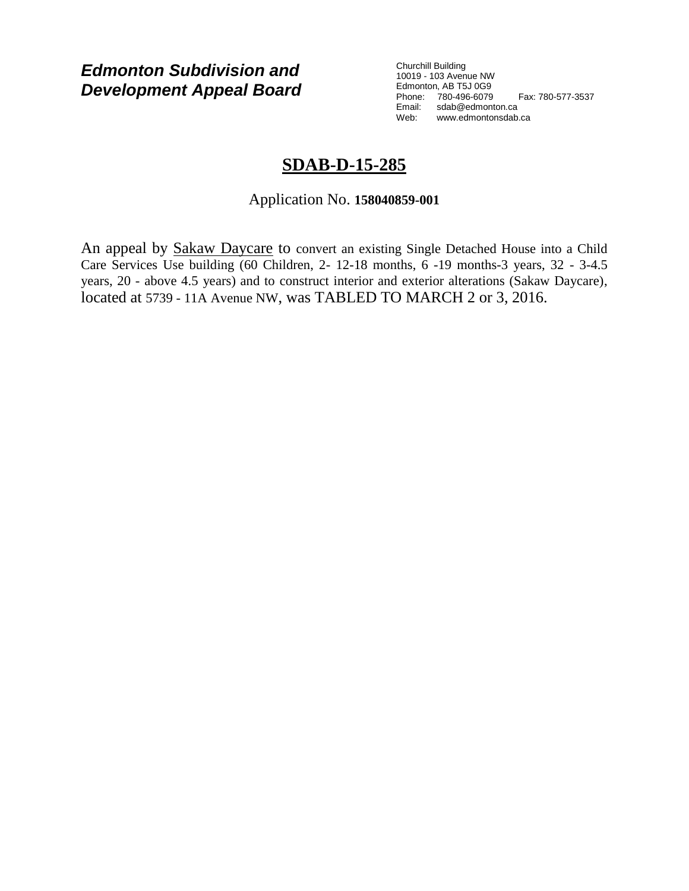***Edmonton Subdivision and Development Appeal Board***

Churchill Building
10019 - 103 Avenue NW
Edmonton, AB T5J 0G9
Phone: 780-496-6079 Fax: 780-577-3537
Email: sdab@edmonton.ca
Web: www.edmontonsdab.ca

# SDAB-D-15-285

Application No. **158040859-001**

An appeal by Sakaw Daycare to convert an existing Single Detached House into a Child Care Services Use building (60 Children, 2- 12-18 months, 6 -19 months-3 years, 32 - 3-4.5 years, 20 - above 4.5 years) and to construct interior and exterior alterations (Sakaw Daycare), located at 5739 - 11A Avenue NW, was TABLED TO MARCH 2 or 3, 2016.